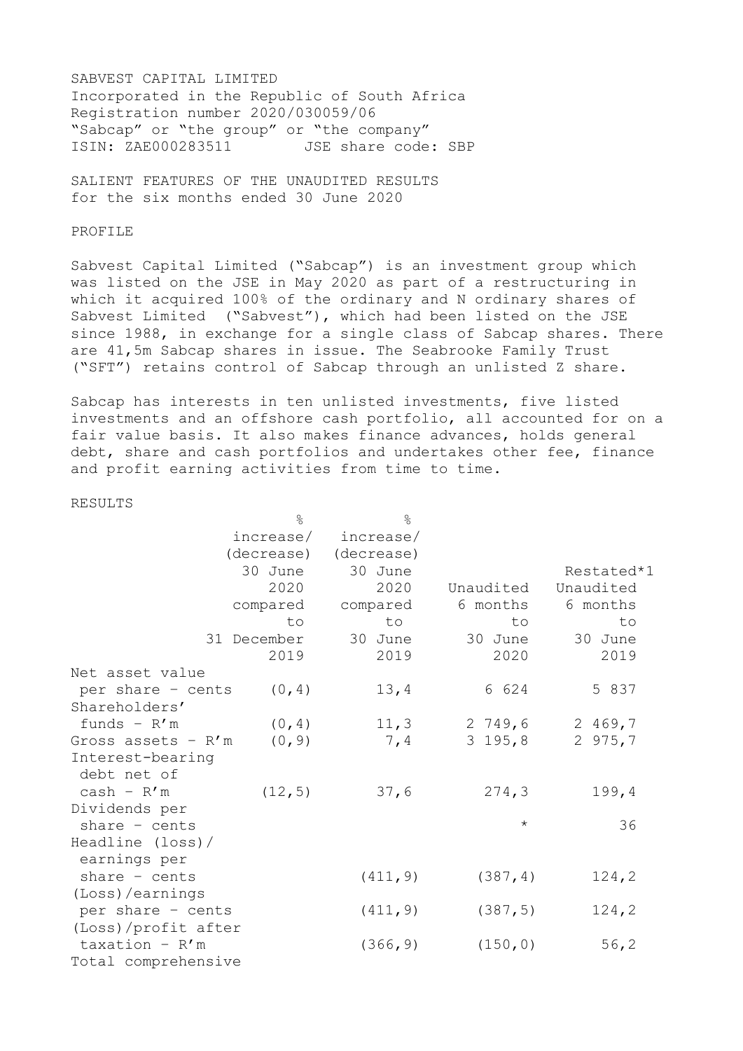SABVEST CAPITAL LIMITED
Incorporated in the Republic of South Africa
Registration number 2020/030059/06
"Sabcap" or "the group" or "the company"
ISIN: ZAE000283511 JSE share code: SBP

SALIENT FEATURES OF THE UNAUDITED RESULTS
for the six months ended 30 June 2020

PROFILE

Sabvest Capital Limited ("Sabcap") is an investment group which was listed on the JSE in May 2020 as part of a restructuring in which it acquired 100% of the ordinary and N ordinary shares of Sabvest Limited ("Sabvest"), which had been listed on the JSE since 1988, in exchange for a single class of Sabcap shares. There are 41,5m Sabcap shares in issue. The Seabrooke Family Trust ("SFT") retains control of Sabcap through an unlisted Z share.

Sabcap has interests in ten unlisted investments, five listed investments and an offshore cash portfolio, all accounted for on a fair value basis. It also makes finance advances, holds general debt, share and cash portfolios and undertakes other fee, finance and profit earning activities from time to time.

RESULTS

| | % increase/ (decrease) 30 June 2020 compared to 31 December 2019 | % increase/ (decrease) 30 June 2020 compared to 30 June 2019 | Unaudited 6 months to 30 June 2020 | Restated*1 Unaudited 6 months to 30 June 2019 |
|---|---|---|---|---|
| Net asset value per share – cents | (0,4) | 13,4 | 6 624 | 5 837 |
| Shareholders' funds – R'm | (0,4) | 11,3 | 2 749,6 | 2 469,7 |
| Gross assets – R'm | (0,9) | 7,4 | 3 195,8 | 2 975,7 |
| Interest-bearing debt net of cash – R'm | (12,5) | 37,6 | 274,3 | 199,4 |
| Dividends per share – cents | | | * | 36 |
| Headline (loss)/ earnings per share – cents | | (411,9) | (387,4) | 124,2 |
| (Loss)/earnings per share – cents | | (411,9) | (387,5) | 124,2 |
| (Loss)/profit after taxation – R'm | | (366,9) | (150,0) | 56,2 |
| Total comprehensive | | | | |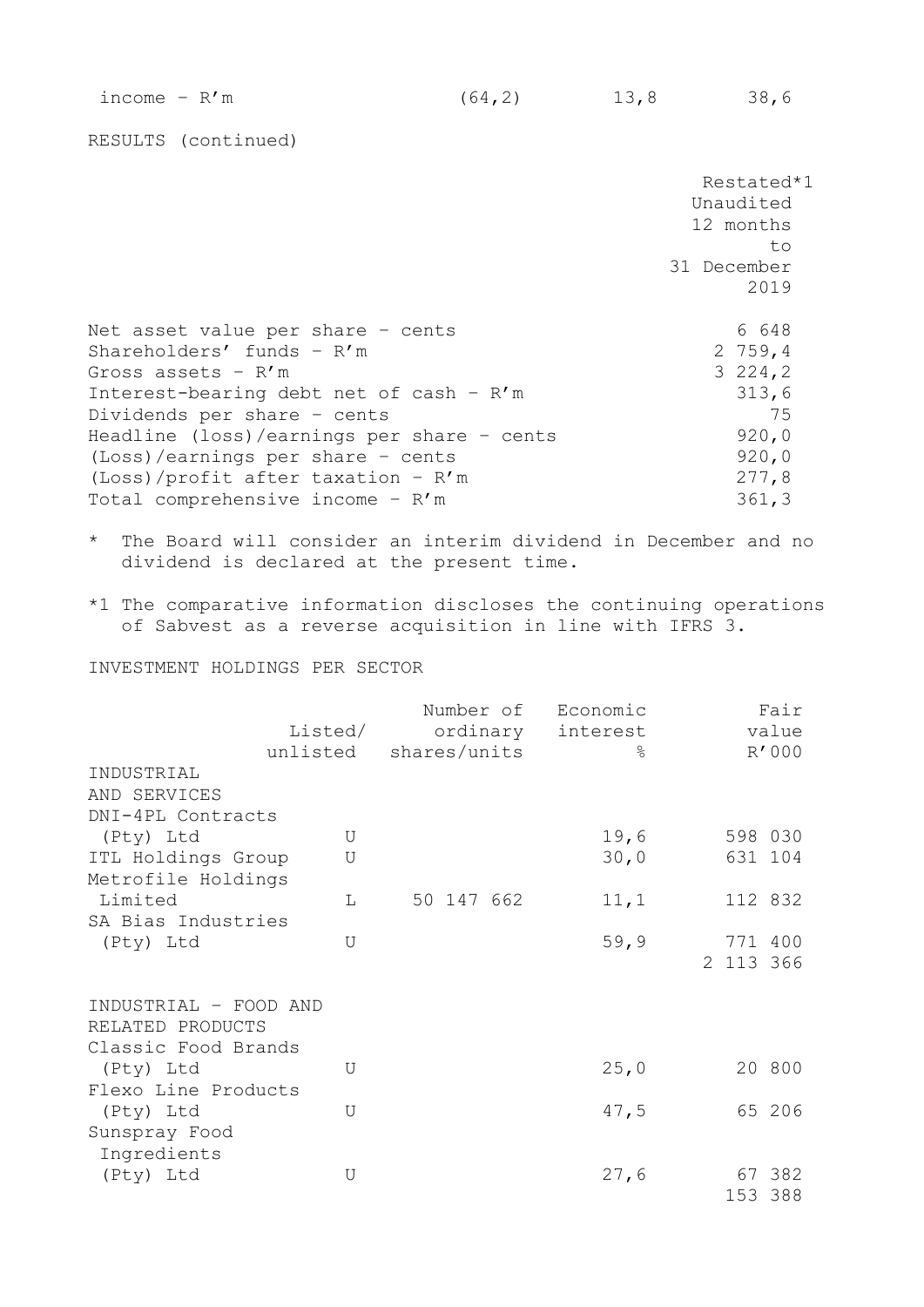| income – R'm | (64,2) | 13,8 | 38,6 |
|---|---|---|---|

RESULTS (continued)

| | Restated*1 Unaudited 12 months to 31 December 2019 |
|---|---|
| Net asset value per share – cents | 6 648 |
| Shareholders' funds – R'm | 2 759,4 |
| Gross assets – R'm | 3 224,2 |
| Interest-bearing debt net of cash – R'm | 313,6 |
| Dividends per share – cents | 75 |
| Headline (loss)/earnings per share – cents | 920,0 |
| (Loss)/earnings per share – cents | 920,0 |
| (Loss)/profit after taxation – R'm | 277,8 |
| Total comprehensive income – R'm | 361,3 |

\* The Board will consider an interim dividend in December and no dividend is declared at the present time.

*1 The comparative information discloses the continuing operations of Sabvest as a reverse acquisition in line with IFRS 3.

INVESTMENT HOLDINGS PER SECTOR

| | Listed/ unlisted | Number of ordinary shares/units | Economic interest % | Fair value R'000 |
|---|---|---|---|---|
| INDUSTRIAL AND SERVICES | | | | |
| DNI-4PL Contracts (Pty) Ltd | U | | 19,6 | 598 030 |
| ITL Holdings Group | U | | 30,0 | 631 104 |
| Metrofile Holdings Limited | L | 50 147 662 | 11,1 | 112 832 |
| SA Bias Industries (Pty) Ltd | U | | 59,9 | 771 400 |
| | | | | 2 113 366 |
| INDUSTRIAL – FOOD AND RELATED PRODUCTS | | | | |
| Classic Food Brands (Pty) Ltd | U | | 25,0 | 20 800 |
| Flexo Line Products (Pty) Ltd | U | | 47,5 | 65 206 |
| Sunspray Food Ingredients (Pty) Ltd | U | | 27,6 | 67 382 |
| | | | | 153 388 |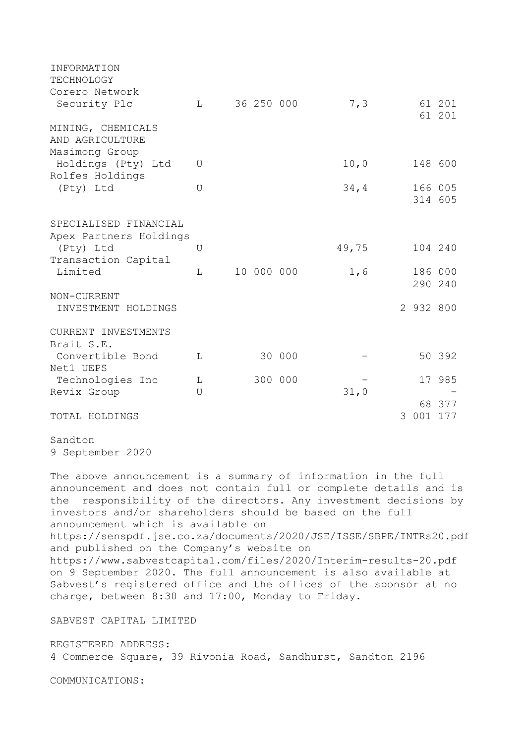| | | | | |
|---|---|---|---|---|
| **INFORMATION TECHNOLOGY** | | | | |
| Corero Network Security Plc | L | 36 250 000 | 7,3 | 61 201 |
| | | | | 61 201 |
| **MINING, CHEMICALS AND AGRICULTURE** | | | | |
| Masimong Group Holdings (Pty) Ltd | U | | 10,0 | 148 600 |
| Rolfes Holdings (Pty) Ltd | U | | 34,4 | 166 005 |
| | | | | 314 605 |
| **SPECIALISED FINANCIAL** | | | | |
| Apex Partners Holdings (Pty) Ltd | U | | 49,75 | 104 240 |
| Transaction Capital Limited | L | 10 000 000 | 1,6 | 186 000 |
| | | | | 290 240 |
| **NON-CURRENT INVESTMENT HOLDINGS** | | | | 2 932 800 |
| **CURRENT INVESTMENTS** | | | | |
| Brait S.E. Convertible Bond | L | 30 000 | – | 50 392 |
| Net1 UEPS Technologies Inc | L | 300 000 | – | 17 985 |
| Revix Group | U | | 31,0 | – |
| | | | | 68 377 |
| **TOTAL HOLDINGS** | | | | 3 001 177 |

Sandton
9 September 2020

The above announcement is a summary of information in the full announcement and does not contain full or complete details and is the responsibility of the directors. Any investment decisions by investors and/or shareholders should be based on the full announcement which is available on https://senspdf.jse.co.za/documents/2020/JSE/ISSE/SBPE/INTRs20.pdf and published on the Company's website on https://www.sabvestcapital.com/files/2020/Interim-results-20.pdf on 9 September 2020. The full announcement is also available at Sabvest's registered office and the offices of the sponsor at no charge, between 8:30 and 17:00, Monday to Friday.

SABVEST CAPITAL LIMITED

REGISTERED ADDRESS:
4 Commerce Square, 39 Rivonia Road, Sandhurst, Sandton 2196

COMMUNICATIONS: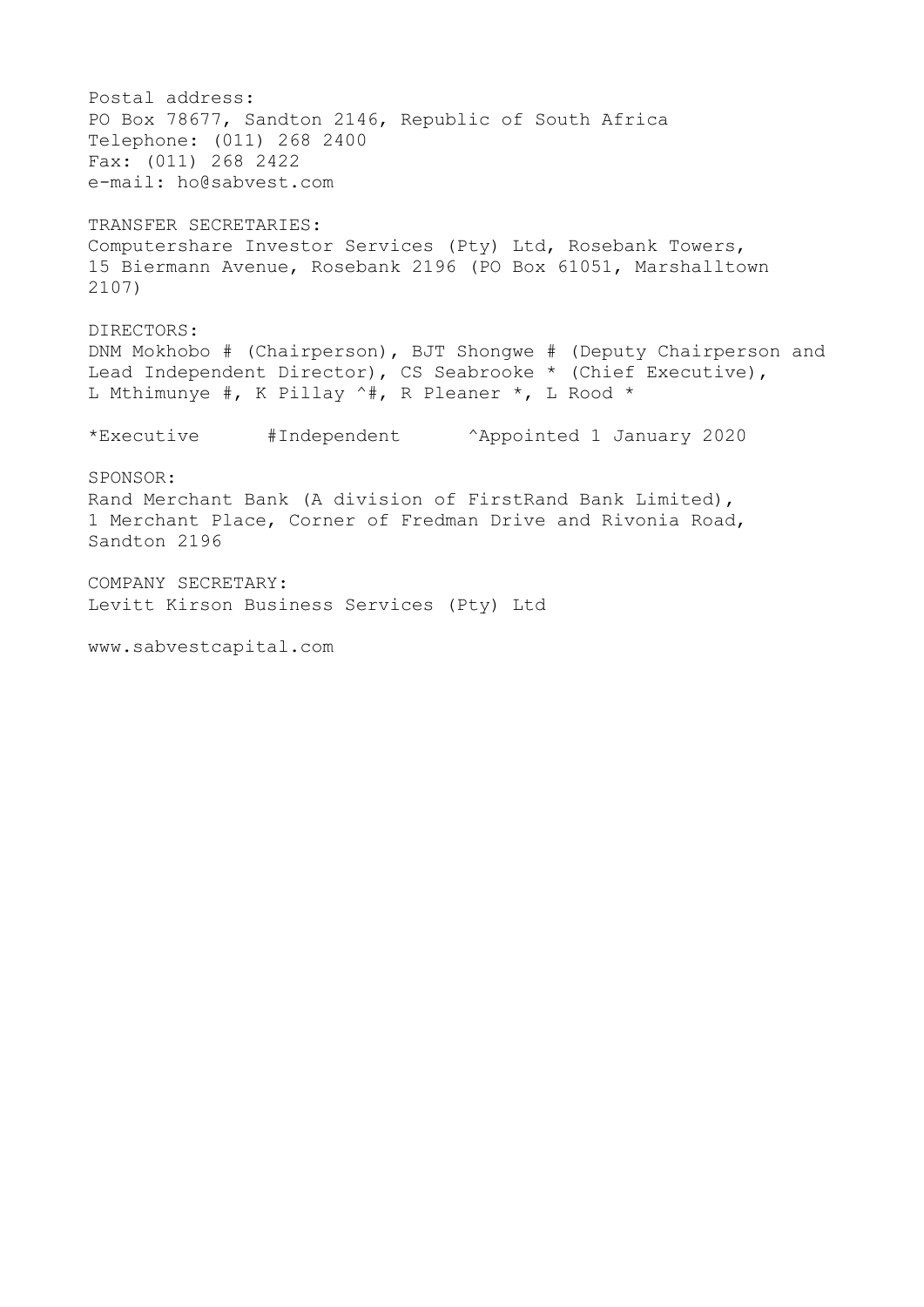Postal address:
PO Box 78677, Sandton 2146, Republic of South Africa
Telephone: (011) 268 2400
Fax: (011) 268 2422
e-mail: ho@sabvest.com

TRANSFER SECRETARIES:
Computershare Investor Services (Pty) Ltd, Rosebank Towers, 15 Biermann Avenue, Rosebank 2196 (PO Box 61051, Marshalltown 2107)

DIRECTORS:
DNM Mokhobo # (Chairperson), BJT Shongwe # (Deputy Chairperson and Lead Independent Director), CS Seabrooke * (Chief Executive), L Mthimunye #, K Pillay ^#, R Pleaner *, L Rood *

*Executive #Independent ^Appointed 1 January 2020

SPONSOR:
Rand Merchant Bank (A division of FirstRand Bank Limited), 1 Merchant Place, Corner of Fredman Drive and Rivonia Road, Sandton 2196

COMPANY SECRETARY:
Levitt Kirson Business Services (Pty) Ltd

www.sabvestcapital.com